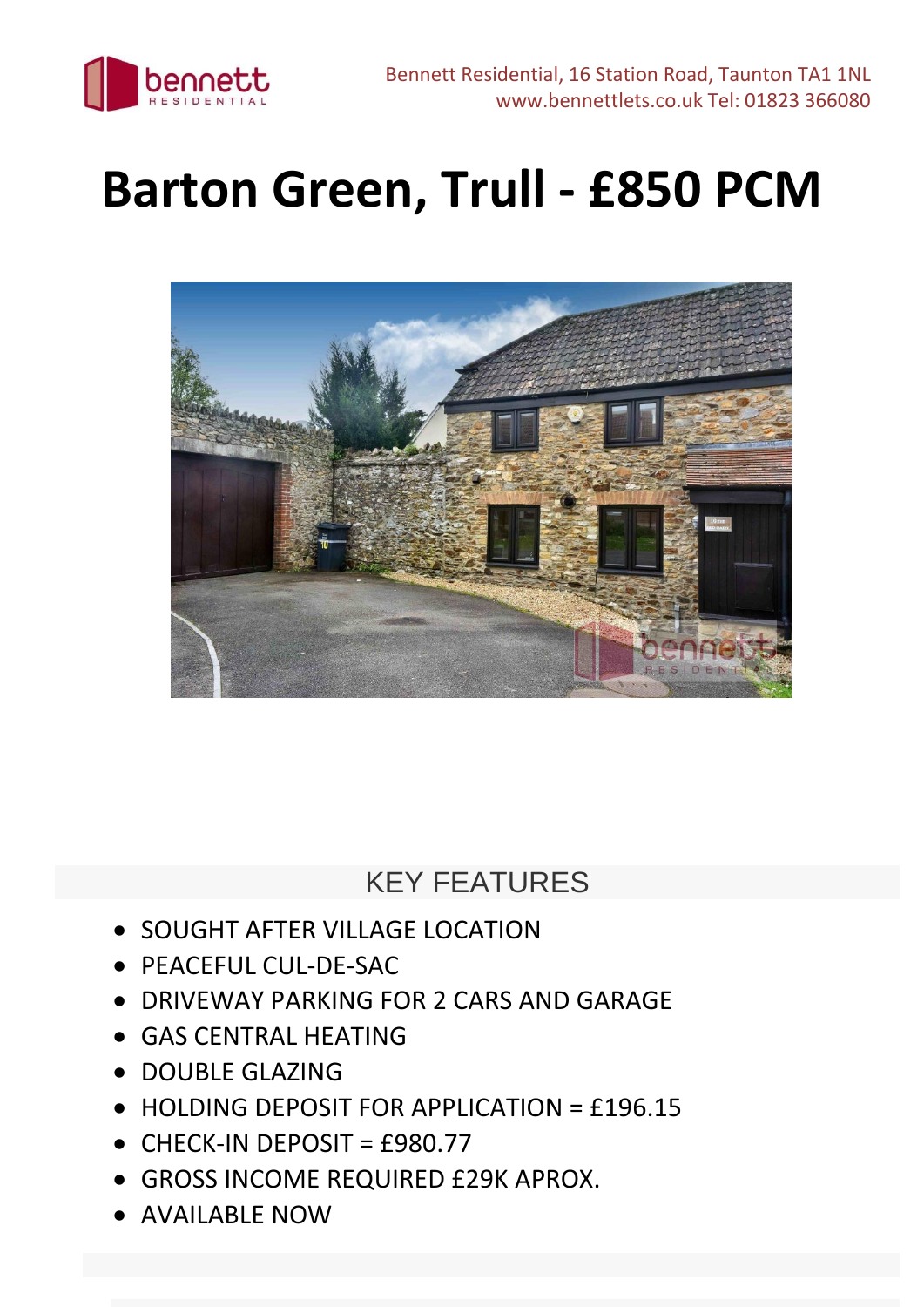bennett RESIDENTIAL

Bennett Residential, 16 Station Road, Taunton TA1 1NL
www.bennettlets.co.uk Tel: 01823 366080

# Barton Green, Trull - £850 PCM

## KEY FEATURES

- SOUGHT AFTER VILLAGE LOCATION
- PEACEFUL CUL-DE-SAC
- DRIVEWAY PARKING FOR 2 CARS AND GARAGE
- GAS CENTRAL HEATING
- DOUBLE GLAZING
- HOLDING DEPOSIT FOR APPLICATION = £196.15
- CHECK-IN DEPOSIT = £980.77
- GROSS INCOME REQUIRED £29K APROX.
- AVAILABLE NOW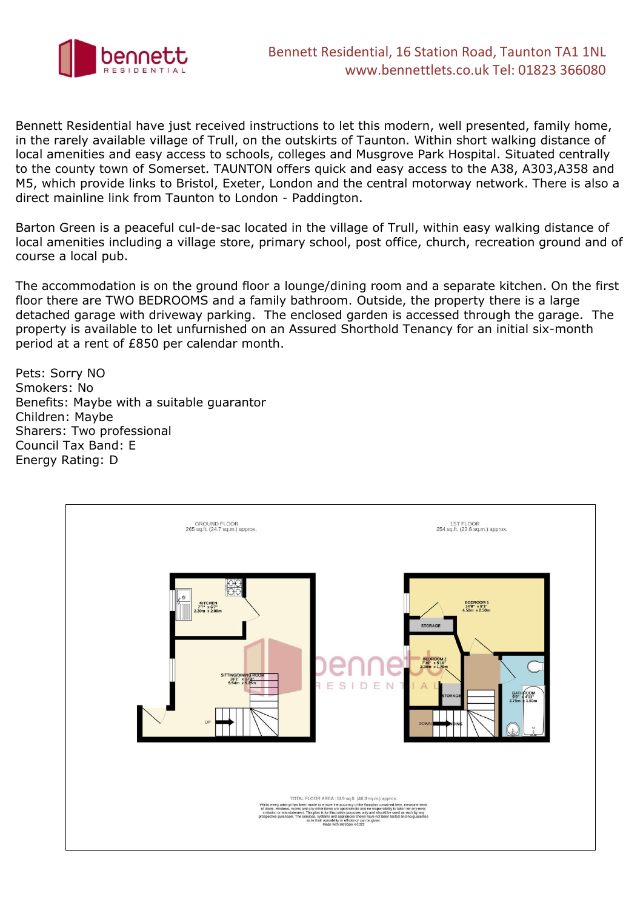Bennett Residential have just received instructions to let this modern, well presented, family home, in the rarely available village of Trull, on the outskirts of Taunton. Within short walking distance of local amenities and easy access to schools, colleges and Musgrove Park Hospital. Situated centrally to the county town of Somerset. TAUNTON offers quick and easy access to the A38, A303,A358 and M5, which provide links to Bristol, Exeter, London and the central motorway network. There is also a direct mainline link from Taunton to London - Paddington.

Barton Green is a peaceful cul-de-sac located in the village of Trull, within easy walking distance of local amenities including a village store, primary school, post office, church, recreation ground and of course a local pub.

The accommodation is on the ground floor a lounge/dining room and a separate kitchen. On the first floor there are TWO BEDROOMS and a family bathroom. Outside, the property there is a large detached garage with driveway parking. The enclosed garden is accessed through the garage. The property is available to let unfurnished on an Assured Shorthold Tenancy for an initial six-month period at a rent of £850 per calendar month.

Pets: Sorry NO
Smokers: No
Benefits: Maybe with a suitable guarantor
Children: Maybe
Sharers: Two professional
Council Tax Band: E
Energy Rating: D

GROUND FLOOR
265 sq.ft. (24.7 sq.m.) approx.

KITCHEN
7'7" x 6'7"
2.30m x 2.00m

SITTING/DINING ROOM
18'2" x 17'3"
5.54m x 5.25m

UP

1ST FLOOR
254 sq.ft. (23.6 sq.m.) approx.

BEDROOM 1
14'9" x 8'3"
4.50m x 2.50m

STORAGE

BEDROOM 2
7'10" x 5'10"
2.38m x 1.79m

STORAGE

BATHROOM
9'0" x 4'11"
2.75m x 1.50m

DOWN

LANDING

TOTAL FLOOR AREA : 519 sq.ft. (48.3 sq.m.) approx.

Whilst every attempt has been made to ensure the accuracy of the floorplan contained here, measurements of doors, windows, rooms and any other items are approximate and no responsibility is taken for any error, omission or mis-statement. This plan is for illustrative purposes only and should be used as such by any prospective purchaser. The services, systems and appliances shown have not been tested and no guarantee as to their operability or efficiency can be given.
Made with Metropix ©2022